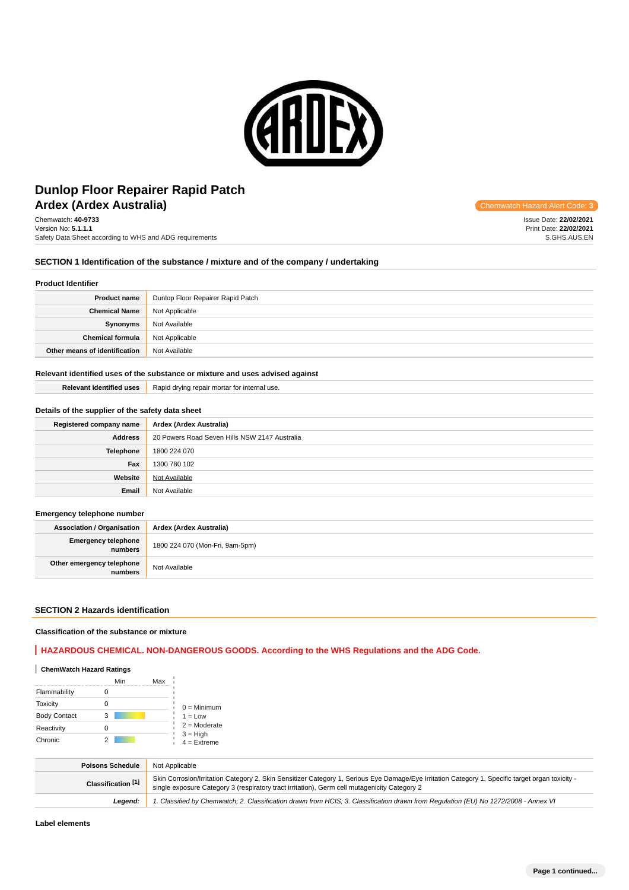# Dunlop Floor Repairer Rapid Patch
## Ardex (Ardex Australia)

Chemwatch Hazard Alert Code: **3**

Chemwatch: **40-9733**
Version No: **5.1.1.1**
Safety Data Sheet according to WHS and ADG requirements

Issue Date: **22/02/2021**
Print Date: **22/02/2021**
S.GHS.AUS.EN

## SECTION 1 Identification of the substance / mixture and of the company / undertaking

### Product Identifier

| | |
|---|---|
| **Product name** | Dunlop Floor Repairer Rapid Patch |
| **Chemical Name** | Not Applicable |
| **Synonyms** | Not Available |
| **Chemical formula** | Not Applicable |
| **Other means of identification** | Not Available |

### Relevant identified uses of the substance or mixture and uses advised against

| | |
|---|---|
| **Relevant identified uses** | Rapid drying repair mortar for internal use. |

### Details of the supplier of the safety data sheet

| | |
|---|---|
| **Registered company name** | **Ardex (Ardex Australia)** |
| **Address** | 20 Powers Road Seven Hills NSW 2147 Australia |
| **Telephone** | 1800 224 070 |
| **Fax** | 1300 780 102 |
| **Website** | Not Available |
| **Email** | Not Available |

### Emergency telephone number

| | |
|---|---|
| **Association / Organisation** | **Ardex (Ardex Australia)** |
| **Emergency telephone numbers** | 1800 224 070 (Mon-Fri, 9am-5pm) |
| **Other emergency telephone numbers** | Not Available |

## SECTION 2 Hazards identification

### Classification of the substance or mixture

**HAZARDOUS CHEMICAL. NON-DANGEROUS GOODS. According to the WHS Regulations and the ADG Code.**

**ChemWatch Hazard Ratings**

| | Min | Max |
|---|---|---|
| Flammability | 0 | |
| Toxicity | 0 | |
| Body Contact | 3 | |
| Reactivity | 0 | |
| Chronic | 2 | |

0 = Minimum
1 = Low
2 = Moderate
3 = High
4 = Extreme

| | |
|---|---|
| **Poisons Schedule** | Not Applicable |
| **Classification [1]** | Skin Corrosion/Irritation Category 2, Skin Sensitizer Category 1, Serious Eye Damage/Eye Irritation Category 1, Specific target organ toxicity - single exposure Category 3 (respiratory tract irritation), Germ cell mutagenicity Category 2 |
| ***Legend:*** | *1. Classified by Chemwatch; 2. Classification drawn from HCIS; 3. Classification drawn from Regulation (EU) No 1272/2008 - Annex VI* |

### Label elements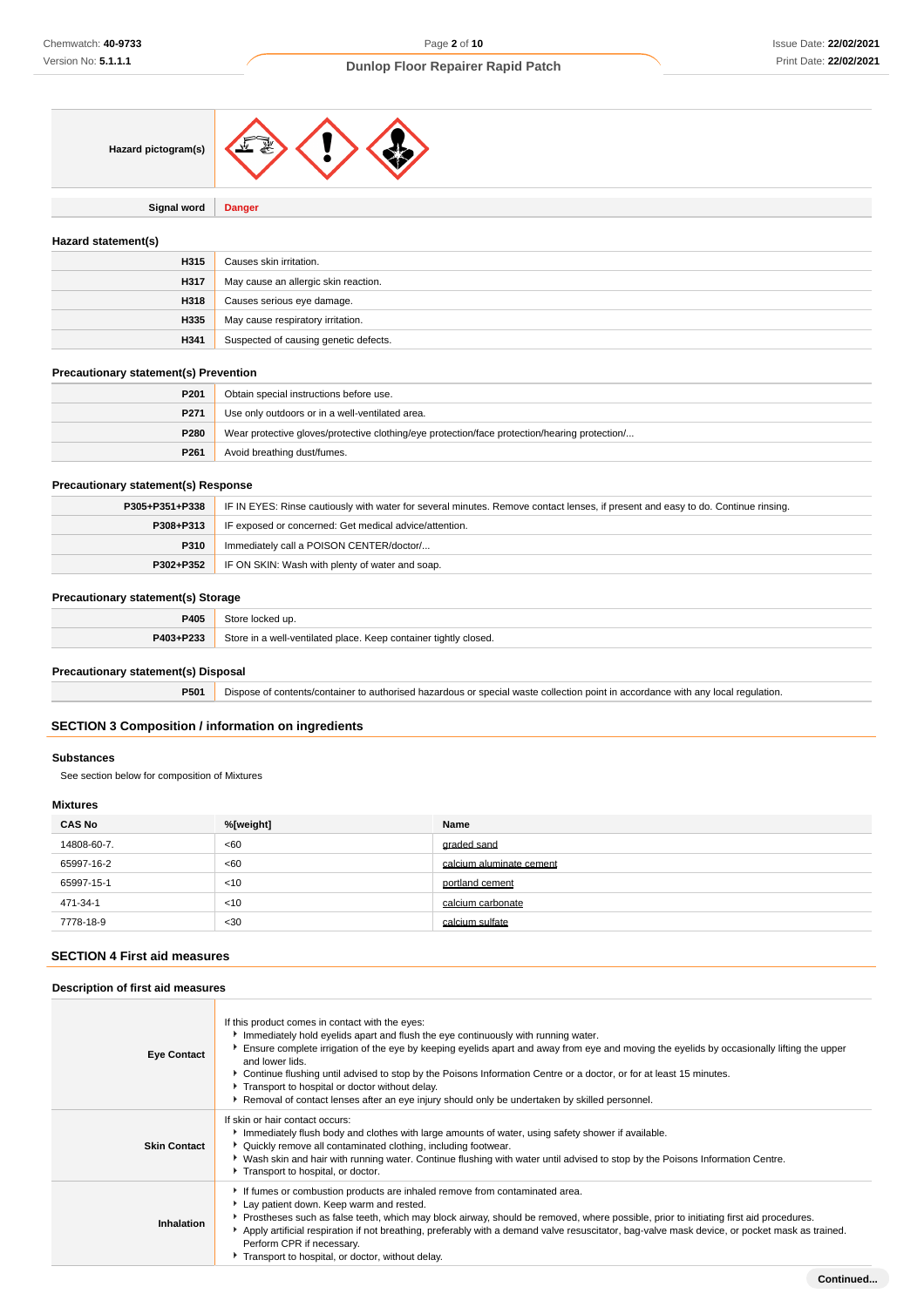| | |
|---|---|
| **Hazard pictogram(s)** | |
| **Signal word** | **Danger** |

### Hazard statement(s)

| | |
|---|---|
| **H315** | Causes skin irritation. |
| **H317** | May cause an allergic skin reaction. |
| **H318** | Causes serious eye damage. |
| **H335** | May cause respiratory irritation. |
| **H341** | Suspected of causing genetic defects. |

### Precautionary statement(s) Prevention

| | |
|---|---|
| **P201** | Obtain special instructions before use. |
| **P271** | Use only outdoors or in a well-ventilated area. |
| **P280** | Wear protective gloves/protective clothing/eye protection/face protection/hearing protection/... |
| **P261** | Avoid breathing dust/fumes. |

### Precautionary statement(s) Response

| | |
|---|---|
| **P305+P351+P338** | IF IN EYES: Rinse cautiously with water for several minutes. Remove contact lenses, if present and easy to do. Continue rinsing. |
| **P308+P313** | IF exposed or concerned: Get medical advice/attention. |
| **P310** | Immediately call a POISON CENTER/doctor/... |
| **P302+P352** | IF ON SKIN: Wash with plenty of water and soap. |

### Precautionary statement(s) Storage

| | |
|---|---|
| **P405** | Store locked up. |
| **P403+P233** | Store in a well-ventilated place. Keep container tightly closed. |

### Precautionary statement(s) Disposal

| | |
|---|---|
| **P501** | Dispose of contents/container to authorised hazardous or special waste collection point in accordance with any local regulation. |

## SECTION 3 Composition / information on ingredients

### Substances

See section below for composition of Mixtures

### Mixtures

| CAS No | %[weight] | Name |
|---|---|---|
| 14808-60-7. | <60 | graded sand |
| 65997-16-2 | <60 | calcium aluminate cement |
| 65997-15-1 | <10 | portland cement |
| 471-34-1 | <10 | calcium carbonate |
| 7778-18-9 | <30 | calcium sulfate |

## SECTION 4 First aid measures

### Description of first aid measures

| | |
|---|---|
| **Eye Contact** | If this product comes in contact with the eyes:<br>▸ Immediately hold eyelids apart and flush the eye continuously with running water.<br>▸ Ensure complete irrigation of the eye by keeping eyelids apart and away from eye and moving the eyelids by occasionally lifting the upper and lower lids.<br>▸ Continue flushing until advised to stop by the Poisons Information Centre or a doctor, or for at least 15 minutes.<br>▸ Transport to hospital or doctor without delay.<br>▸ Removal of contact lenses after an eye injury should only be undertaken by skilled personnel. |
| **Skin Contact** | If skin or hair contact occurs:<br>▸ Immediately flush body and clothes with large amounts of water, using safety shower if available.<br>▸ Quickly remove all contaminated clothing, including footwear.<br>▸ Wash skin and hair with running water. Continue flushing with water until advised to stop by the Poisons Information Centre.<br>▸ Transport to hospital, or doctor. |
| **Inhalation** | ▸ If fumes or combustion products are inhaled remove from contaminated area.<br>▸ Lay patient down. Keep warm and rested.<br>▸ Prostheses such as false teeth, which may block airway, should be removed, where possible, prior to initiating first aid procedures.<br>▸ Apply artificial respiration if not breathing, preferably with a demand valve resuscitator, bag-valve mask device, or pocket mask as trained. Perform CPR if necessary.<br>▸ Transport to hospital, or doctor, without delay. |

Continued...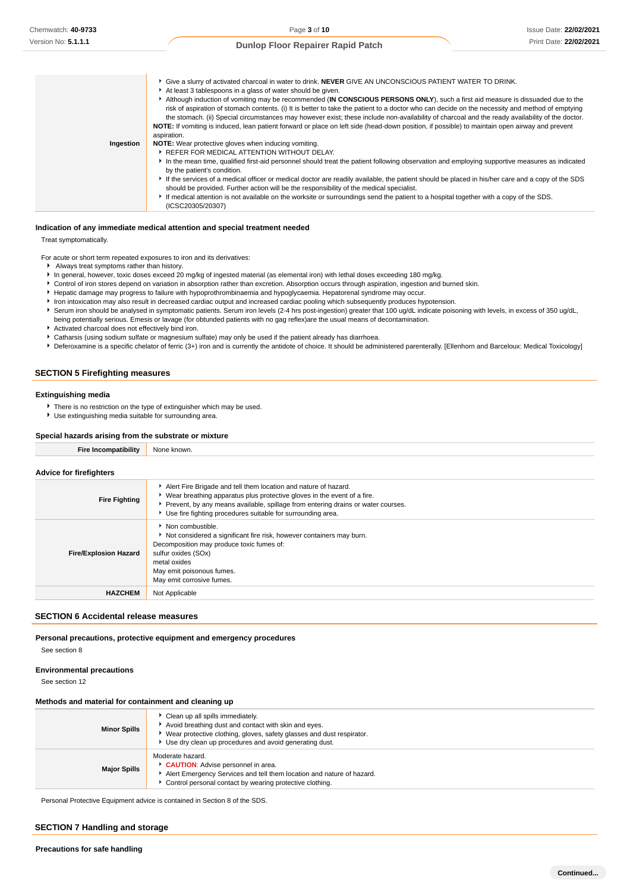| | |
|---|---|
| **Ingestion** | ▸ Give a slurry of activated charcoal in water to drink. **NEVER** GIVE AN UNCONSCIOUS PATIENT WATER TO DRINK.<br>▸ At least 3 tablespoons in a glass of water should be given.<br>▸ Although induction of vomiting may be recommended (**IN CONSCIOUS PERSONS ONLY**), such a first aid measure is dissuaded due to the risk of aspiration of stomach contents. (i) It is better to take the patient to a doctor who can decide on the necessity and method of emptying the stomach. (ii) Special circumstances may however exist; these include non-availability of charcoal and the ready availability of the doctor.<br>**NOTE:** If vomiting is induced, lean patient forward or place on left side (head-down position, if possible) to maintain open airway and prevent aspiration.<br>**NOTE:** Wear protective gloves when inducing vomiting.<br>▸ REFER FOR MEDICAL ATTENTION WITHOUT DELAY.<br>▸ In the mean time, qualified first-aid personnel should treat the patient following observation and employing supportive measures as indicated by the patient's condition.<br>▸ If the services of a medical officer or medical doctor are readily available, the patient should be placed in his/her care and a copy of the SDS should be provided. Further action will be the responsibility of the medical specialist.<br>▸ If medical attention is not available on the worksite or surroundings send the patient to a hospital together with a copy of the SDS. (ICSC20305/20307) |

### Indication of any immediate medical attention and special treatment needed

Treat symptomatically.

For acute or short term repeated exposures to iron and its derivatives:

- Always treat symptoms rather than history.
- In general, however, toxic doses exceed 20 mg/kg of ingested material (as elemental iron) with lethal doses exceeding 180 mg/kg.
- Control of iron stores depend on variation in absorption rather than excretion. Absorption occurs through aspiration, ingestion and burned skin.
- Hepatic damage may progress to failure with hypoprothrombinaemia and hypoglycaemia. Hepatorenal syndrome may occur.
- Iron intoxication may also result in decreased cardiac output and increased cardiac pooling which subsequently produces hypotension.
- Serum iron should be analysed in symptomatic patients. Serum iron levels (2-4 hrs post-ingestion) greater that 100 ug/dL indicate poisoning with levels, in excess of 350 ug/dL, being potentially serious. Emesis or lavage (for obtunded patients with no gag reflex)are the usual means of decontamination.
- Activated charcoal does not effectively bind iron.
- Catharsis (using sodium sulfate or magnesium sulfate) may only be used if the patient already has diarrhoea.
- Deferoxamine is a specific chelator of ferric (3+) iron and is currently the antidote of choice. It should be administered parenterally. [Ellenhorn and Barceloux: Medical Toxicology]

## SECTION 5 Firefighting measures

### Extinguishing media

- There is no restriction on the type of extinguisher which may be used.
- Use extinguishing media suitable for surrounding area.

### Special hazards arising from the substrate or mixture

| | |
|---|---|
| **Fire Incompatibility** | None known. |

### Advice for firefighters

| | |
|---|---|
| **Fire Fighting** | ▸ Alert Fire Brigade and tell them location and nature of hazard.<br>▸ Wear breathing apparatus plus protective gloves in the event of a fire.<br>▸ Prevent, by any means available, spillage from entering drains or water courses.<br>▸ Use fire fighting procedures suitable for surrounding area. |
| **Fire/Explosion Hazard** | ▸ Non combustible.<br>▸ Not considered a significant fire risk, however containers may burn.<br>Decomposition may produce toxic fumes of:<br>sulfur oxides ($SO_x$)<br>metal oxides<br>May emit poisonous fumes.<br>May emit corrosive fumes. |
| **HAZCHEM** | Not Applicable |

## SECTION 6 Accidental release measures

### Personal precautions, protective equipment and emergency procedures

See section 8

### Environmental precautions

See section 12

### Methods and material for containment and cleaning up

| | |
|---|---|
| **Minor Spills** | ▸ Clean up all spills immediately.<br>▸ Avoid breathing dust and contact with skin and eyes.<br>▸ Wear protective clothing, gloves, safety glasses and dust respirator.<br>▸ Use dry clean up procedures and avoid generating dust. |
| **Major Spills** | Moderate hazard.<br>▸ **CAUTION**: Advise personnel in area.<br>▸ Alert Emergency Services and tell them location and nature of hazard.<br>▸ Control personal contact by wearing protective clothing. |

Personal Protective Equipment advice is contained in Section 8 of the SDS.

## SECTION 7 Handling and storage

### Precautions for safe handling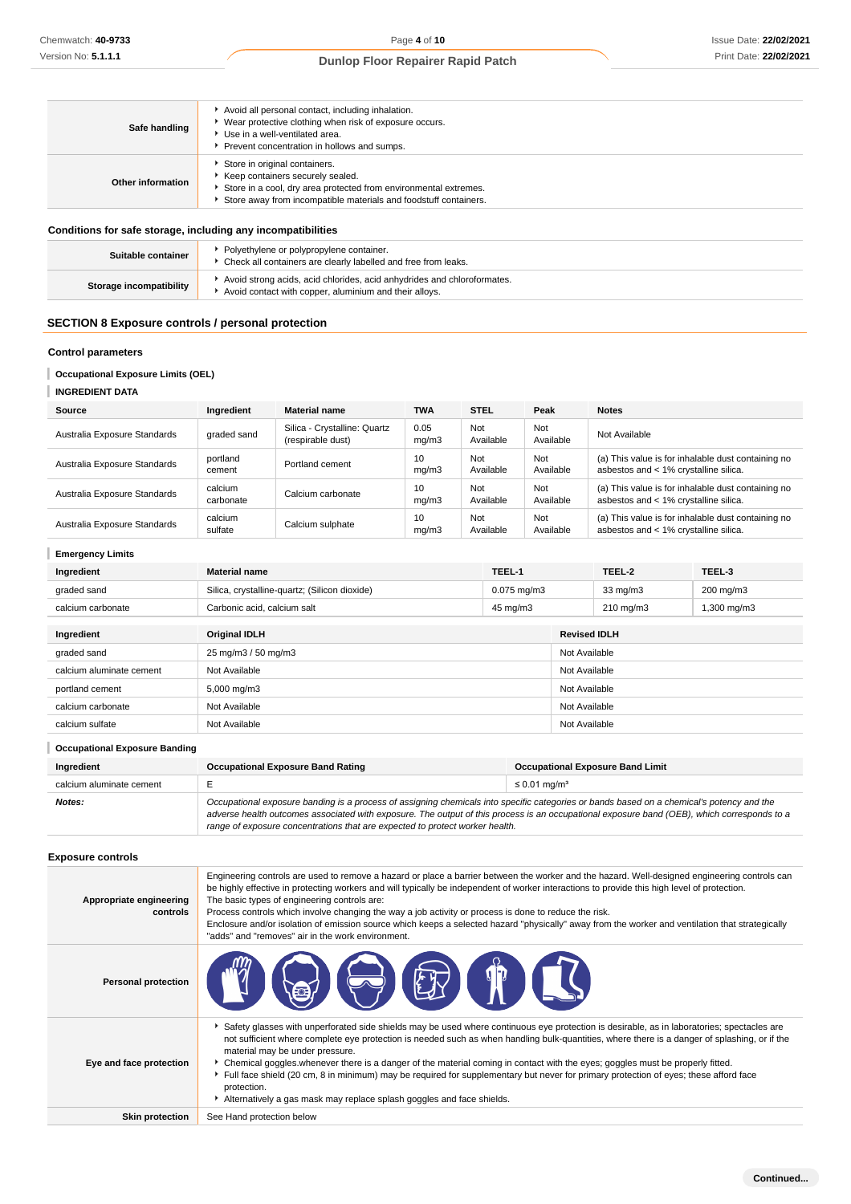| | |
|---|---|
| **Safe handling** | Avoid all personal contact, including inhalation.<br>Wear protective clothing when risk of exposure occurs.<br>Use in a well-ventilated area.<br>Prevent concentration in hollows and sumps. |
| **Other information** | Store in original containers.<br>Keep containers securely sealed.<br>Store in a cool, dry area protected from environmental extremes.<br>Store away from incompatible materials and foodstuff containers. |

### Conditions for safe storage, including any incompatibilities

| | |
|---|---|
| **Suitable container** | Polyethylene or polypropylene container.<br>Check all containers are clearly labelled and free from leaks. |
| **Storage incompatibility** | Avoid strong acids, acid chlorides, acid anhydrides and chloroformates.<br>Avoid contact with copper, aluminium and their alloys. |

## SECTION 8 Exposure controls / personal protection

### Control parameters

**Occupational Exposure Limits (OEL)**

**INGREDIENT DATA**

| Source | Ingredient | Material name | TWA | STEL | Peak | Notes |
|---|---|---|---|---|---|---|
| Australia Exposure Standards | graded sand | Silica - Crystalline: Quartz (respirable dust) | 0.05 mg/m3 | Not Available | Not Available | Not Available |
| Australia Exposure Standards | portland cement | Portland cement | 10 mg/m3 | Not Available | Not Available | (a) This value is for inhalable dust containing no asbestos and < 1% crystalline silica. |
| Australia Exposure Standards | calcium carbonate | Calcium carbonate | 10 mg/m3 | Not Available | Not Available | (a) This value is for inhalable dust containing no asbestos and < 1% crystalline silica. |
| Australia Exposure Standards | calcium sulfate | Calcium sulphate | 10 mg/m3 | Not Available | Not Available | (a) This value is for inhalable dust containing no asbestos and < 1% crystalline silica. |

**Emergency Limits**

| Ingredient | Material name | TEEL-1 | TEEL-2 | TEEL-3 |
|---|---|---|---|---|
| graded sand | Silica, crystalline-quartz; (Silicon dioxide) | 0.075 mg/m3 | 33 mg/m3 | 200 mg/m3 |
| calcium carbonate | Carbonic acid, calcium salt | 45 mg/m3 | 210 mg/m3 | 1,300 mg/m3 |

| Ingredient | Original IDLH | Revised IDLH |
|---|---|---|
| graded sand | 25 mg/m3 / 50 mg/m3 | Not Available |
| calcium aluminate cement | Not Available | Not Available |
| portland cement | 5,000 mg/m3 | Not Available |
| calcium carbonate | Not Available | Not Available |
| calcium sulfate | Not Available | Not Available |

**Occupational Exposure Banding**

| Ingredient | Occupational Exposure Band Rating | Occupational Exposure Band Limit |
|---|---|---|
| calcium aluminate cement | E | ≤ 0.01 mg/m³ |
| ***Notes:*** | *Occupational exposure banding is a process of assigning chemicals into specific categories or bands based on a chemical's potency and the adverse health outcomes associated with exposure. The output of this process is an occupational exposure band (OEB), which corresponds to a range of exposure concentrations that are expected to protect worker health.* | |

### Exposure controls

| | |
|---|---|
| **Appropriate engineering controls** | Engineering controls are used to remove a hazard or place a barrier between the worker and the hazard. Well-designed engineering controls can be highly effective in protecting workers and will typically be independent of worker interactions to provide this high level of protection.<br>The basic types of engineering controls are:<br>Process controls which involve changing the way a job activity or process is done to reduce the risk.<br>Enclosure and/or isolation of emission source which keeps a selected hazard "physically" away from the worker and ventilation that strategically "adds" and "removes" air in the work environment. |
| **Personal protection** | |
| **Eye and face protection** | Safety glasses with unperforated side shields may be used where continuous eye protection is desirable, as in laboratories; spectacles are not sufficient where complete eye protection is needed such as when handling bulk-quantities, where there is a danger of splashing, or if the material may be under pressure.<br>Chemical goggles.whenever there is a danger of the material coming in contact with the eyes; goggles must be properly fitted.<br>Full face shield (20 cm, 8 in minimum) may be required for supplementary but never for primary protection of eyes; these afford face protection.<br>Alternatively a gas mask may replace splash goggles and face shields. |
| **Skin protection** | See Hand protection below |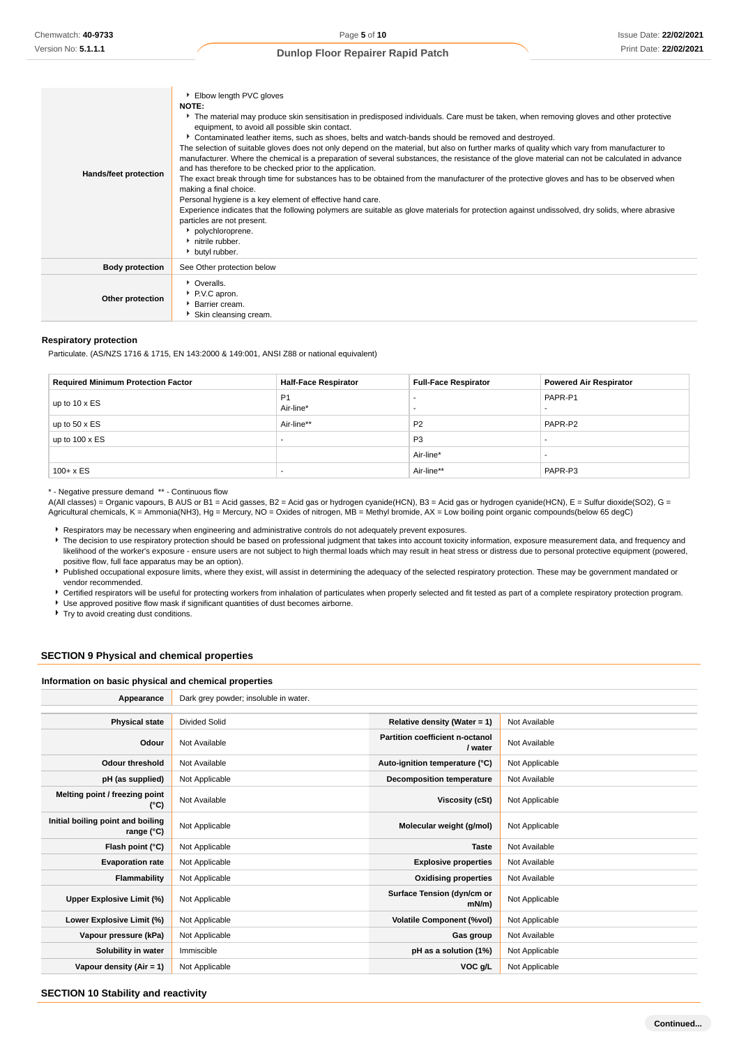| | |
|---|---|
| **Hands/feet protection** | Elbow length PVC gloves<br>**NOTE:**<br>The material may produce skin sensitisation in predisposed individuals. Care must be taken, when removing gloves and other protective equipment, to avoid all possible skin contact.<br>Contaminated leather items, such as shoes, belts and watch-bands should be removed and destroyed.<br>The selection of suitable gloves does not only depend on the material, but also on further marks of quality which vary from manufacturer to manufacturer. Where the chemical is a preparation of several substances, the resistance of the glove material can not be calculated in advance and has therefore to be checked prior to the application.<br>The exact break through time for substances has to be obtained from the manufacturer of the protective gloves and has to be observed when making a final choice.<br>Personal hygiene is a key element of effective hand care.<br>Experience indicates that the following polymers are suitable as glove materials for protection against undissolved, dry solids, where abrasive particles are not present.<br>polychloroprene.<br>nitrile rubber.<br>butyl rubber. |
| **Body protection** | See Other protection below |
| **Other protection** | Overalls.<br>P.V.C apron.<br>Barrier cream.<br>Skin cleansing cream. |

### Respiratory protection

Particulate. (AS/NZS 1716 & 1715, EN 143:2000 & 149:001, ANSI Z88 or national equivalent)

| Required Minimum Protection Factor | Half-Face Respirator | Full-Face Respirator | Powered Air Respirator |
|---|---|---|---|
| up to 10 x ES | P1<br>Air-line* | -<br>- | PAPR-P1<br>- |
| up to 50 x ES | Air-line** | P2 | PAPR-P2 |
| up to 100 x ES | - | P3 | - |
| | | Air-line* | - |
| 100+ x ES | - | Air-line** | PAPR-P3 |

\* - Negative pressure demand  ** - Continuous flow

A(All classes) = Organic vapours, B AUS or B1 = Acid gasses, B2 = Acid gas or hydrogen cyanide(HCN), B3 = Acid gas or hydrogen cyanide(HCN), E = Sulfur dioxide(SO2), G = Agricultural chemicals, K = Ammonia(NH3), Hg = Mercury, NO = Oxides of nitrogen, MB = Methyl bromide, AX = Low boiling point organic compounds(below 65 degC)

- Respirators may be necessary when engineering and administrative controls do not adequately prevent exposures.
- The decision to use respiratory protection should be based on professional judgment that takes into account toxicity information, exposure measurement data, and frequency and likelihood of the worker's exposure - ensure users are not subject to high thermal loads which may result in heat stress or distress due to personal protective equipment (powered, positive flow, full face apparatus may be an option).
- Published occupational exposure limits, where they exist, will assist in determining the adequacy of the selected respiratory protection. These may be government mandated or vendor recommended.
- Certified respirators will be useful for protecting workers from inhalation of particulates when properly selected and fit tested as part of a complete respiratory protection program.
- Use approved positive flow mask if significant quantities of dust becomes airborne.
- Try to avoid creating dust conditions.

## SECTION 9 Physical and chemical properties

### Information on basic physical and chemical properties

| | | | |
|---|---|---|---|
| **Appearance** | Dark grey powder; insoluble in water. | | |
| **Physical state** | Divided Solid | **Relative density (Water = 1)** | Not Available |
| **Odour** | Not Available | **Partition coefficient n-octanol / water** | Not Available |
| **Odour threshold** | Not Available | **Auto-ignition temperature (°C)** | Not Applicable |
| **pH (as supplied)** | Not Applicable | **Decomposition temperature** | Not Available |
| **Melting point / freezing point (°C)** | Not Available | **Viscosity (cSt)** | Not Applicable |
| **Initial boiling point and boiling range (°C)** | Not Applicable | **Molecular weight (g/mol)** | Not Applicable |
| **Flash point (°C)** | Not Applicable | **Taste** | Not Available |
| **Evaporation rate** | Not Applicable | **Explosive properties** | Not Available |
| **Flammability** | Not Applicable | **Oxidising properties** | Not Available |
| **Upper Explosive Limit (%)** | Not Applicable | **Surface Tension (dyn/cm or mN/m)** | Not Applicable |
| **Lower Explosive Limit (%)** | Not Applicable | **Volatile Component (%vol)** | Not Applicable |
| **Vapour pressure (kPa)** | Not Applicable | **Gas group** | Not Available |
| **Solubility in water** | Immiscible | **pH as a solution (1%)** | Not Applicable |
| **Vapour density (Air = 1)** | Not Applicable | **VOC g/L** | Not Applicable |

## SECTION 10 Stability and reactivity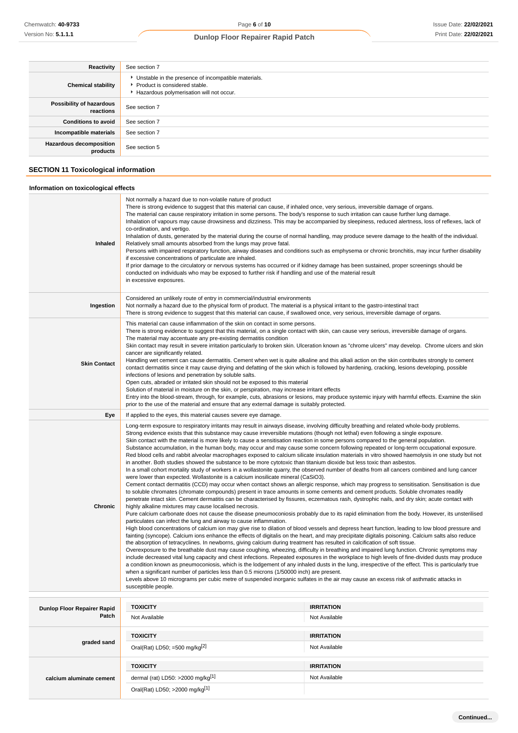| | |
|---|---|
| **Reactivity** | See section 7 |
| **Chemical stability** | Unstable in the presence of incompatible materials.<br>Product is considered stable.<br>Hazardous polymerisation will not occur. |
| **Possibility of hazardous reactions** | See section 7 |
| **Conditions to avoid** | See section 7 |
| **Incompatible materials** | See section 7 |
| **Hazardous decomposition products** | See section 5 |

## SECTION 11 Toxicological information

### Information on toxicological effects

| | |
|---|---|
| **Inhaled** | Not normally a hazard due to non-volatile nature of product<br>There is strong evidence to suggest that this material can cause, if inhaled once, very serious, irreversible damage of organs.<br>The material can cause respiratory irritation in some persons. The body's response to such irritation can cause further lung damage.<br>Inhalation of vapours may cause drowsiness and dizziness. This may be accompanied by sleepiness, reduced alertness, loss of reflexes, lack of co-ordination, and vertigo.<br>Inhalation of dusts, generated by the material during the course of normal handling, may produce severe damage to the health of the individual. Relatively small amounts absorbed from the lungs may prove fatal.<br>Persons with impaired respiratory function, airway diseases and conditions such as emphysema or chronic bronchitis, may incur further disability if excessive concentrations of particulate are inhaled.<br>If prior damage to the circulatory or nervous systems has occurred or if kidney damage has been sustained, proper screenings should be conducted on individuals who may be exposed to further risk if handling and use of the material result<br>in excessive exposures. |
| **Ingestion** | Considered an unlikely route of entry in commercial/industrial environments<br>Not normally a hazard due to the physical form of product. The material is a physical irritant to the gastro-intestinal tract<br>There is strong evidence to suggest that this material can cause, if swallowed once, very serious, irreversible damage of organs. |
| **Skin Contact** | This material can cause inflammation of the skin on contact in some persons.<br>There is strong evidence to suggest that this material, on a single contact with skin, can cause very serious, irreversible damage of organs.<br>The material may accentuate any pre-existing dermatitis condition<br>Skin contact may result in severe irritation particularly to broken skin. Ulceration known as "chrome ulcers" may develop. Chrome ulcers and skin cancer are significantly related.<br>Handling wet cement can cause dermatitis. Cement when wet is quite alkaline and this alkali action on the skin contributes strongly to cement contact dermatitis since it may cause drying and defatting of the skin which is followed by hardening, cracking, lesions developing, possible infections of lesions and penetration by soluble salts.<br>Open cuts, abraded or irritated skin should not be exposed to this material<br>Solution of material in moisture on the skin, or perspiration, may increase irritant effects<br>Entry into the blood-stream, through, for example, cuts, abrasions or lesions, may produce systemic injury with harmful effects. Examine the skin prior to the use of the material and ensure that any external damage is suitably protected. |
| **Eye** | If applied to the eyes, this material causes severe eye damage. |
| **Chronic** | Long-term exposure to respiratory irritants may result in airways disease, involving difficulty breathing and related whole-body problems.<br>Strong evidence exists that this substance may cause irreversible mutations (though not lethal) even following a single exposure.<br>Skin contact with the material is more likely to cause a sensitisation reaction in some persons compared to the general population.<br>Substance accumulation, in the human body, may occur and may cause some concern following repeated or long-term occupational exposure.<br>Red blood cells and rabbit alveolar macrophages exposed to calcium silicate insulation materials in vitro showed haemolysis in one study but not in another. Both studies showed the substance to be more cytotoxic than titanium dioxide but less toxic than asbestos.<br>In a small cohort mortality study of workers in a wollastonite quarry, the observed number of deaths from all cancers combined and lung cancer were lower than expected. Wollastonite is a calcium inosilicate mineral ($CaSiO_3$).<br>Cement contact dermatitis (CCD) may occur when contact shows an allergic response, which may progress to sensitisation. Sensitisation is due to soluble chromates (chromate compounds) present in trace amounts in some cements and cement products. Soluble chromates readily penetrate intact skin. Cement dermatitis can be characterised by fissures, eczematous rash, dystrophic nails, and dry skin; acute contact with highly alkaline mixtures may cause localised necrosis.<br>Pure calcium carbonate does not cause the disease pneumoconiosis probably due to its rapid elimination from the body. However, its unsterilised particulates can infect the lung and airway to cause inflammation.<br>High blood concentrations of calcium ion may give rise to dilation of blood vessels and depress heart function, leading to low blood pressure and fainting (syncope). Calcium ions enhance the effects of digitalis on the heart, and may precipitate digitalis poisoning. Calcium salts also reduce the absorption of tetracyclines. In newborns, giving calcium during treatment has resulted in calcification of soft tissue.<br>Overexposure to the breathable dust may cause coughing, wheezing, difficulty in breathing and impaired lung function. Chronic symptoms may include decreased vital lung capacity and chest infections. Repeated exposures in the workplace to high levels of fine-divided dusts may produce a condition known as pneumoconiosis, which is the lodgement of any inhaled dusts in the lung, irrespective of the effect. This is particularly true when a significant number of particles less than 0.5 microns (1/50000 inch) are present.<br>Levels above 10 micrograms per cubic metre of suspended inorganic sulfates in the air may cause an excess risk of asthmatic attacks in susceptible people. |

| | TOXICITY | IRRITATION |
|---|---|---|
| **Dunlop Floor Repairer Rapid Patch** | Not Available | Not Available |
| **graded sand** | Oral(Rat) LD50; =500 mg/kg[2] | Not Available |
| **calcium aluminate cement** | dermal (rat) LD50: >2000 mg/kg[1]<br>Oral(Rat) LD50; >2000 mg/kg[1] | Not Available |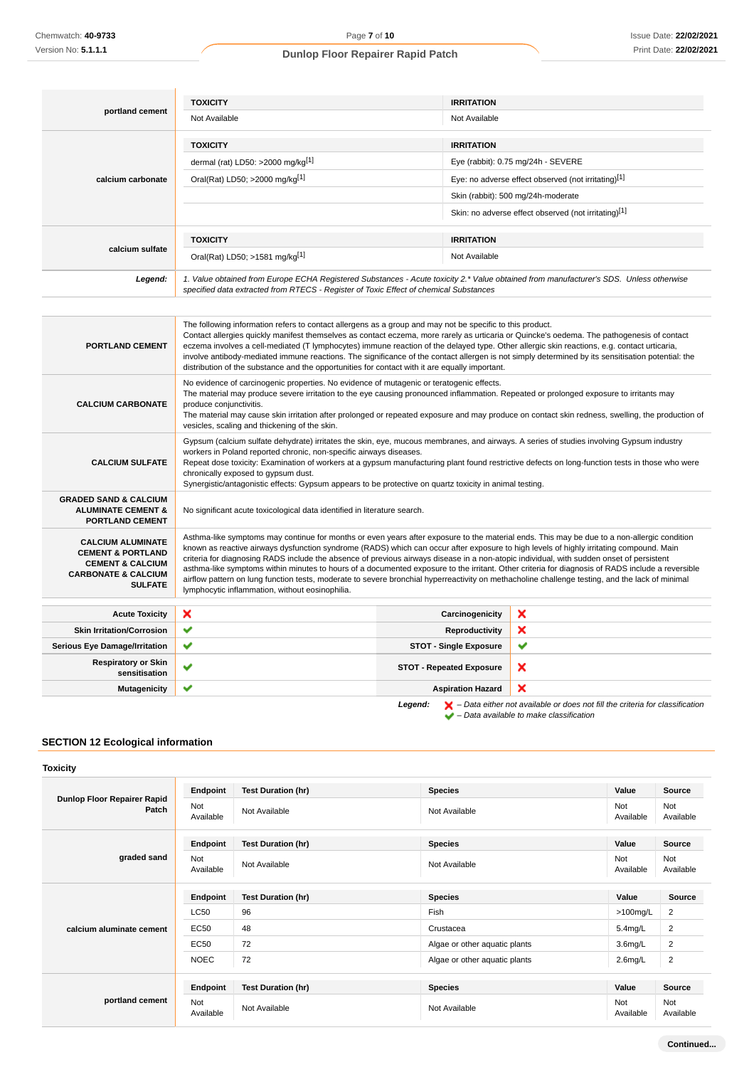| | TOXICITY | IRRITATION |
|---|---|---|
| **portland cement** | Not Available | Not Available |

| | TOXICITY | IRRITATION |
|---|---|---|
| **calcium carbonate** | dermal (rat) LD50: >2000 mg/kg[1] | Eye (rabbit): 0.75 mg/24h - SEVERE |
| | Oral(Rat) LD50; >2000 mg/kg[1] | Eye: no adverse effect observed (not irritating)[1] |
| | | Skin (rabbit): 500 mg/24h-moderate |
| | | Skin: no adverse effect observed (not irritating)[1] |

| | TOXICITY | IRRITATION |
|---|---|---|
| **calcium sulfate** | Oral(Rat) LD50; >1581 mg/kg[1] | Not Available |

***Legend:*** *1. Value obtained from Europe ECHA Registered Substances - Acute toxicity 2.\* Value obtained from manufacturer's SDS. Unless otherwise specified data extracted from RTECS - Register of Toxic Effect of chemical Substances*

| | |
|---|---|
| **PORTLAND CEMENT** | The following information refers to contact allergens as a group and may not be specific to this product. Contact allergies quickly manifest themselves as contact eczema, more rarely as urticaria or Quincke's oedema. The pathogenesis of contact eczema involves a cell-mediated (T lymphocytes) immune reaction of the delayed type. Other allergic skin reactions, e.g. contact urticaria, involve antibody-mediated immune reactions. The significance of the contact allergen is not simply determined by its sensitisation potential: the distribution of the substance and the opportunities for contact with it are equally important. |
| **CALCIUM CARBONATE** | No evidence of carcinogenic properties. No evidence of mutagenic or teratogenic effects. The material may produce severe irritation to the eye causing pronounced inflammation. Repeated or prolonged exposure to irritants may produce conjunctivitis. The material may cause skin irritation after prolonged or repeated exposure and may produce on contact skin redness, swelling, the production of vesicles, scaling and thickening of the skin. |
| **CALCIUM SULFATE** | Gypsum (calcium sulfate dehydrate) irritates the skin, eye, mucous membranes, and airways. A series of studies involving Gypsum industry workers in Poland reported chronic, non-specific airways diseases. Repeat dose toxicity: Examination of workers at a gypsum manufacturing plant found restrictive defects on long-function tests in those who were chronically exposed to gypsum dust. Synergistic/antagonistic effects: Gypsum appears to be protective on quartz toxicity in animal testing. |
| **GRADED SAND & CALCIUM ALUMINATE CEMENT & PORTLAND CEMENT** | No significant acute toxicological data identified in literature search. |
| **CALCIUM ALUMINATE CEMENT & PORTLAND CEMENT & CALCIUM CARBONATE & CALCIUM SULFATE** | Asthma-like symptoms may continue for months or even years after exposure to the material ends. This may be due to a non-allergic condition known as reactive airways dysfunction syndrome (RADS) which can occur after exposure to high levels of highly irritating compound. Main criteria for diagnosing RADS include the absence of previous airways disease in a non-atopic individual, with sudden onset of persistent asthma-like symptoms within minutes to hours of a documented exposure to the irritant. Other criteria for diagnosis of RADS include a reversible airflow pattern on lung function tests, moderate to severe bronchial hyperreactivity on methacholine challenge testing, and the lack of minimal lymphocytic inflammation, without eosinophilia. |

| | | | |
|---|---|---|---|
| **Acute Toxicity** | ✘ | **Carcinogenicity** | ✘ |
| **Skin Irritation/Corrosion** | ✔ | **Reproductivity** | ✘ |
| **Serious Eye Damage/Irritation** | ✔ | **STOT - Single Exposure** | ✔ |
| **Respiratory or Skin sensitisation** | ✔ | **STOT - Repeated Exposure** | ✘ |
| **Mutagenicity** | ✔ | **Aspiration Hazard** | ✘ |

***Legend:*** ✘ *– Data either not available or does not fill the criteria for classification*
✔ *– Data available to make classification*

## SECTION 12 Ecological information

### Toxicity

| | Endpoint | Test Duration (hr) | Species | Value | Source |
|---|---|---|---|---|---|
| **Dunlop Floor Repairer Rapid Patch** | Not Available | Not Available | Not Available | Not Available | Not Available |

| | Endpoint | Test Duration (hr) | Species | Value | Source |
|---|---|---|---|---|---|
| **graded sand** | Not Available | Not Available | Not Available | Not Available | Not Available |

| | Endpoint | Test Duration (hr) | Species | Value | Source |
|---|---|---|---|---|---|
| **calcium aluminate cement** | LC50 | 96 | Fish | >100mg/L | 2 |
| | EC50 | 48 | Crustacea | 5.4mg/L | 2 |
| | EC50 | 72 | Algae or other aquatic plants | 3.6mg/L | 2 |
| | NOEC | 72 | Algae or other aquatic plants | 2.6mg/L | 2 |

| | Endpoint | Test Duration (hr) | Species | Value | Source |
|---|---|---|---|---|---|
| **portland cement** | Not Available | Not Available | Not Available | Not Available | Not Available |

**Continued...**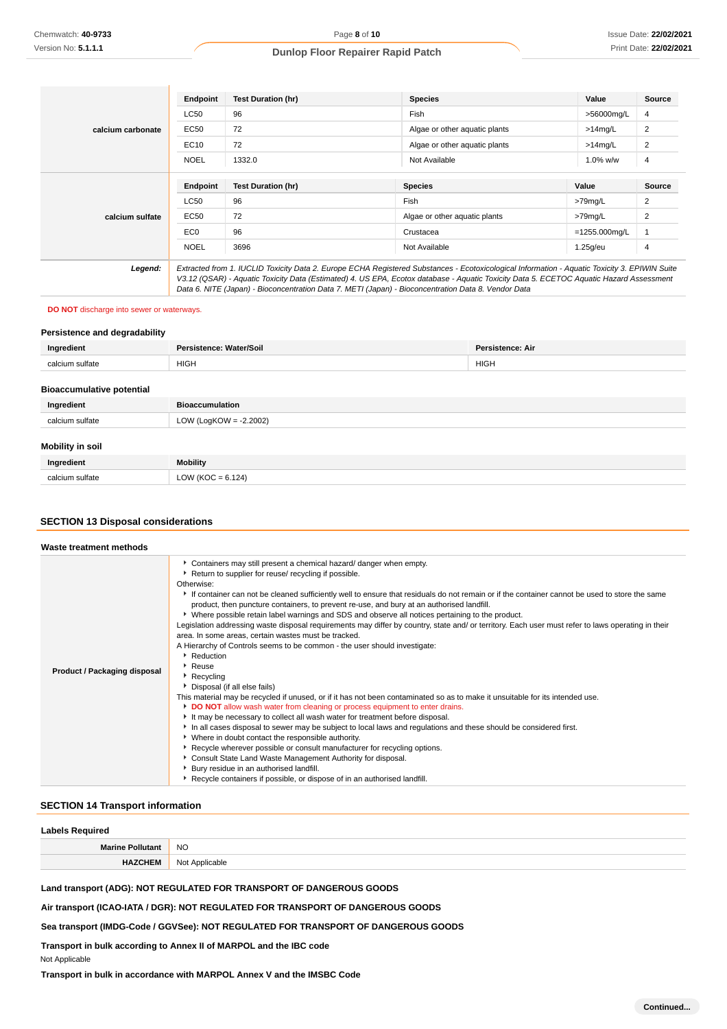| Ingredient | Endpoint | Test Duration (hr) | Species | Value | Source |
|---|---|---|---|---|---|
| calcium carbonate | LC50 | 96 | Fish | >56000mg/L | 4 |
| | EC50 | 72 | Algae or other aquatic plants | >14mg/L | 2 |
| | EC10 | 72 | Algae or other aquatic plants | >14mg/L | 2 |
| | NOEL | 1332.0 | Not Available | 1.0% w/w | 4 |

| Ingredient | Endpoint | Test Duration (hr) | Species | Value | Source |
|---|---|---|---|---|---|
| calcium sulfate | LC50 | 96 | Fish | >79mg/L | 2 |
| | EC50 | 72 | Algae or other aquatic plants | >79mg/L | 2 |
| | EC0 | 96 | Crustacea | =1255.000mg/L | 1 |
| | NOEL | 3696 | Not Available | 1.25g/eu | 4 |

***Legend:*** *Extracted from 1. IUCLID Toxicity Data 2. Europe ECHA Registered Substances - Ecotoxicological Information - Aquatic Toxicity 3. EPIWIN Suite V3.12 (QSAR) - Aquatic Toxicity Data (Estimated) 4. US EPA, Ecotox database - Aquatic Toxicity Data 5. ECETOC Aquatic Hazard Assessment Data 6. NITE (Japan) - Bioconcentration Data 7. METI (Japan) - Bioconcentration Data 8. Vendor Data*

**DO NOT** discharge into sewer or waterways.

### Persistence and degradability

| Ingredient | Persistence: Water/Soil | Persistence: Air |
|---|---|---|
| calcium sulfate | HIGH | HIGH |

### Bioaccumulative potential

| Ingredient | Bioaccumulation |
|---|---|
| calcium sulfate | LOW (LogKOW = -2.2002) |

### Mobility in soil

| Ingredient | Mobility |
|---|---|
| calcium sulfate | LOW (KOC = 6.124) |

## SECTION 13 Disposal considerations

### Waste treatment methods

**Product / Packaging disposal**

- Containers may still present a chemical hazard/ danger when empty.
- Return to supplier for reuse/ recycling if possible.

Otherwise:

- If container can not be cleaned sufficiently well to ensure that residuals do not remain or if the container cannot be used to store the same product, then puncture containers, to prevent re-use, and bury at an authorised landfill.
- Where possible retain label warnings and SDS and observe all notices pertaining to the product.

Legislation addressing waste disposal requirements may differ by country, state and/ or territory. Each user must refer to laws operating in their area. In some areas, certain wastes must be tracked.

A Hierarchy of Controls seems to be common - the user should investigate:

- Reduction
- Reuse
- Recycling
- Disposal (if all else fails)

This material may be recycled if unused, or if it has not been contaminated so as to make it unsuitable for its intended use.

- **DO NOT** allow wash water from cleaning or process equipment to enter drains.
- It may be necessary to collect all wash water for treatment before disposal.
- In all cases disposal to sewer may be subject to local laws and regulations and these should be considered first.
- Where in doubt contact the responsible authority.
- Recycle wherever possible or consult manufacturer for recycling options.
- Consult State Land Waste Management Authority for disposal.
- Bury residue in an authorised landfill.
- Recycle containers if possible, or dispose of in an authorised landfill.

## SECTION 14 Transport information

### Labels Required

| | |
|---|---|
| **Marine Pollutant** | NO |
| **HAZCHEM** | Not Applicable |

**Land transport (ADG): NOT REGULATED FOR TRANSPORT OF DANGEROUS GOODS**

**Air transport (ICAO-IATA / DGR): NOT REGULATED FOR TRANSPORT OF DANGEROUS GOODS**

**Sea transport (IMDG-Code / GGVSee): NOT REGULATED FOR TRANSPORT OF DANGEROUS GOODS**

**Transport in bulk according to Annex II of MARPOL and the IBC code**

Not Applicable

**Transport in bulk in accordance with MARPOL Annex V and the IMSBC Code**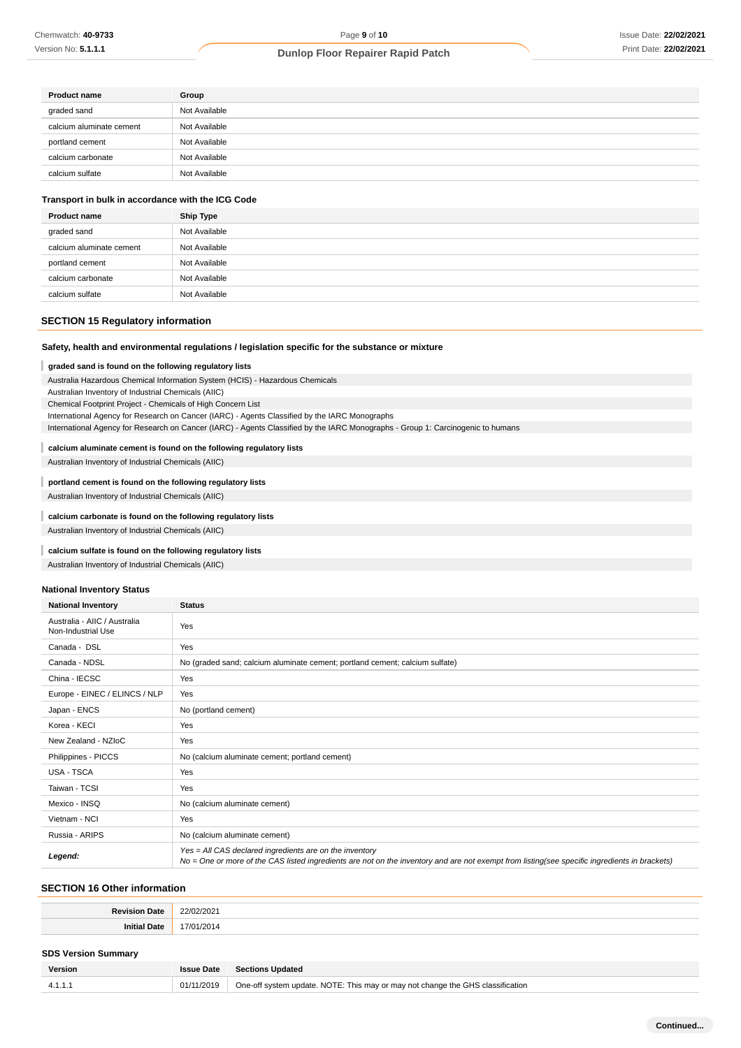| Product name | Group |
|---|---|
| graded sand | Not Available |
| calcium aluminate cement | Not Available |
| portland cement | Not Available |
| calcium carbonate | Not Available |
| calcium sulfate | Not Available |

### Transport in bulk in accordance with the ICG Code

| Product name | Ship Type |
|---|---|
| graded sand | Not Available |
| calcium aluminate cement | Not Available |
| portland cement | Not Available |
| calcium carbonate | Not Available |
| calcium sulfate | Not Available |

## SECTION 15 Regulatory information

### Safety, health and environmental regulations / legislation specific for the substance or mixture

**graded sand is found on the following regulatory lists**

Australia Hazardous Chemical Information System (HCIS) - Hazardous Chemicals
Australian Inventory of Industrial Chemicals (AIIC)
Chemical Footprint Project - Chemicals of High Concern List
International Agency for Research on Cancer (IARC) - Agents Classified by the IARC Monographs
International Agency for Research on Cancer (IARC) - Agents Classified by the IARC Monographs - Group 1: Carcinogenic to humans

**calcium aluminate cement is found on the following regulatory lists**

Australian Inventory of Industrial Chemicals (AIIC)

**portland cement is found on the following regulatory lists**

Australian Inventory of Industrial Chemicals (AIIC)

**calcium carbonate is found on the following regulatory lists**

Australian Inventory of Industrial Chemicals (AIIC)

**calcium sulfate is found on the following regulatory lists**

Australian Inventory of Industrial Chemicals (AIIC)

### National Inventory Status

| National Inventory | Status |
|---|---|
| Australia - AIIC / Australia Non-Industrial Use | Yes |
| Canada - DSL | Yes |
| Canada - NDSL | No (graded sand; calcium aluminate cement; portland cement; calcium sulfate) |
| China - IECSC | Yes |
| Europe - EINEC / ELINCS / NLP | Yes |
| Japan - ENCS | No (portland cement) |
| Korea - KECI | Yes |
| New Zealand - NZIoC | Yes |
| Philippines - PICCS | No (calcium aluminate cement; portland cement) |
| USA - TSCA | Yes |
| Taiwan - TCSI | Yes |
| Mexico - INSQ | No (calcium aluminate cement) |
| Vietnam - NCI | Yes |
| Russia - ARIPS | No (calcium aluminate cement) |
| ***Legend:*** | *Yes = All CAS declared ingredients are on the inventory*<br>*No = One or more of the CAS listed ingredients are not on the inventory and are not exempt from listing(see specific ingredients in brackets)* |

## SECTION 16 Other information

| | |
|---|---|
| **Revision Date** | 22/02/2021 |
| **Initial Date** | 17/01/2014 |

### SDS Version Summary

| Version | Issue Date | Sections Updated |
|---|---|---|
| 4.1.1.1 | 01/11/2019 | One-off system update. NOTE: This may or may not change the GHS classification |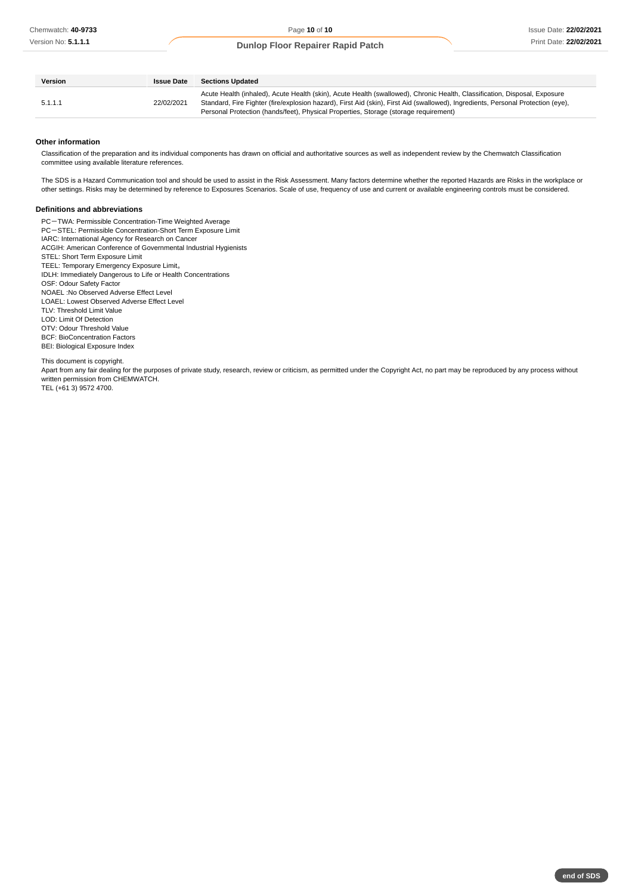| Version | Issue Date | Sections Updated |
| --- | --- | --- |
| 5.1.1.1 | 22/02/2021 | Acute Health (inhaled), Acute Health (skin), Acute Health (swallowed), Chronic Health, Classification, Disposal, Exposure Standard, Fire Fighter (fire/explosion hazard), First Aid (skin), First Aid (swallowed), Ingredients, Personal Protection (eye), Personal Protection (hands/feet), Physical Properties, Storage (storage requirement) |

### Other information

Classification of the preparation and its individual components has drawn on official and authoritative sources as well as independent review by the Chemwatch Classification committee using available literature references.

The SDS is a Hazard Communication tool and should be used to assist in the Risk Assessment. Many factors determine whether the reported Hazards are Risks in the workplace or other settings. Risks may be determined by reference to Exposures Scenarios. Scale of use, frequency of use and current or available engineering controls must be considered.

### Definitions and abbreviations

PC－TWA: Permissible Concentration-Time Weighted Average
PC－STEL: Permissible Concentration-Short Term Exposure Limit
IARC: International Agency for Research on Cancer
ACGIH: American Conference of Governmental Industrial Hygienists
STEL: Short Term Exposure Limit
TEEL: Temporary Emergency Exposure Limit。
IDLH: Immediately Dangerous to Life or Health Concentrations
OSF: Odour Safety Factor
NOAEL :No Observed Adverse Effect Level
LOAEL: Lowest Observed Adverse Effect Level
TLV: Threshold Limit Value
LOD: Limit Of Detection
OTV: Odour Threshold Value
BCF: BioConcentration Factors
BEI: Biological Exposure Index

This document is copyright.
Apart from any fair dealing for the purposes of private study, research, review or criticism, as permitted under the Copyright Act, no part may be reproduced by any process without written permission from CHEMWATCH.
TEL (+61 3) 9572 4700.

end of SDS